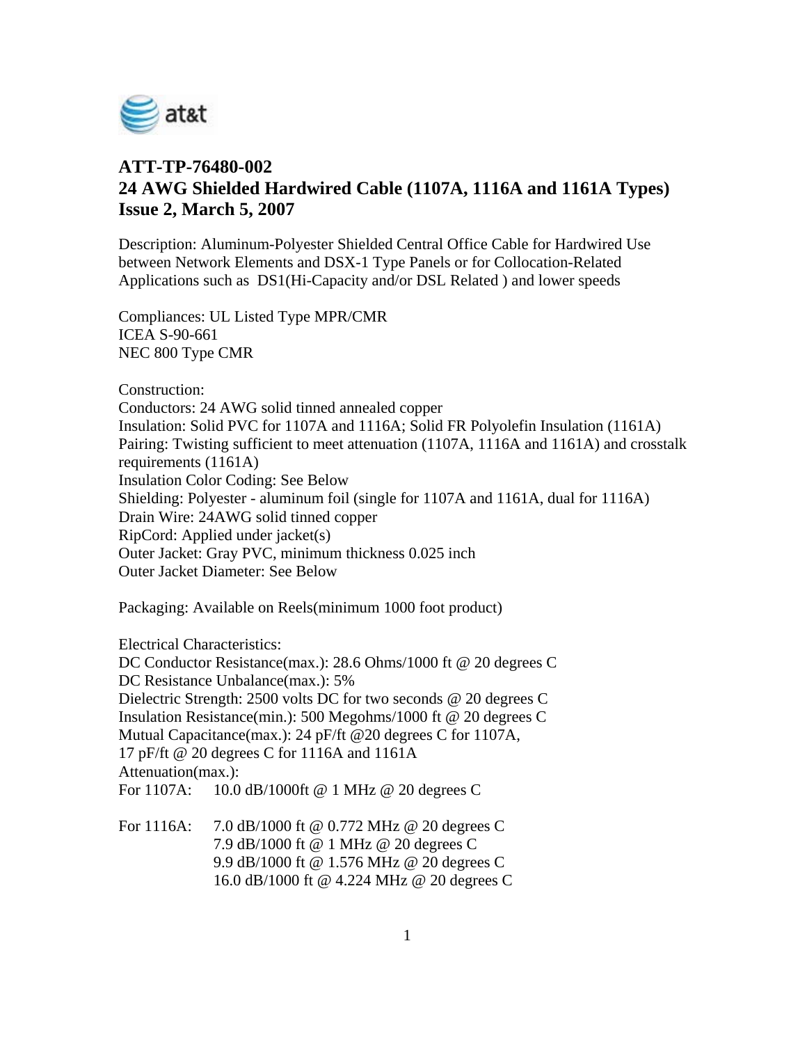# ATT-TP-76480-002
# 24 AWG Shielded Hardwired Cable (1107A, 1116A and 1161A Types)
# Issue 2, March 5, 2007

Description: Aluminum-Polyester Shielded Central Office Cable for Hardwired Use between Network Elements and DSX-1 Type Panels or for Collocation-Related Applications such as DS1(Hi-Capacity and/or DSL Related ) and lower speeds

Compliances: UL Listed Type MPR/CMR
ICEA S-90-661
NEC 800 Type CMR

Construction:
Conductors: 24 AWG solid tinned annealed copper
Insulation: Solid PVC for 1107A and 1116A; Solid FR Polyolefin Insulation (1161A)
Pairing: Twisting sufficient to meet attenuation (1107A, 1116A and 1161A) and crosstalk requirements (1161A)
Insulation Color Coding: See Below
Shielding: Polyester - aluminum foil (single for 1107A and 1161A, dual for 1116A)
Drain Wire: 24AWG solid tinned copper
RipCord: Applied under jacket(s)
Outer Jacket: Gray PVC, minimum thickness 0.025 inch
Outer Jacket Diameter: See Below

Packaging: Available on Reels(minimum 1000 foot product)

Electrical Characteristics:
DC Conductor Resistance(max.): 28.6 Ohms/1000 ft @ 20 degrees C
DC Resistance Unbalance(max.): 5%
Dielectric Strength: 2500 volts DC for two seconds @ 20 degrees C
Insulation Resistance(min.): 500 Megohms/1000 ft @ 20 degrees C
Mutual Capacitance(max.): 24 pF/ft @20 degrees C for 1107A,
17 pF/ft @ 20 degrees C for 1116A and 1161A
Attenuation(max.):
For 1107A: 10.0 dB/1000ft @ 1 MHz @ 20 degrees C

For 1116A: 7.0 dB/1000 ft @ 0.772 MHz @ 20 degrees C
7.9 dB/1000 ft @ 1 MHz @ 20 degrees C
9.9 dB/1000 ft @ 1.576 MHz @ 20 degrees C
16.0 dB/1000 ft @ 4.224 MHz @ 20 degrees C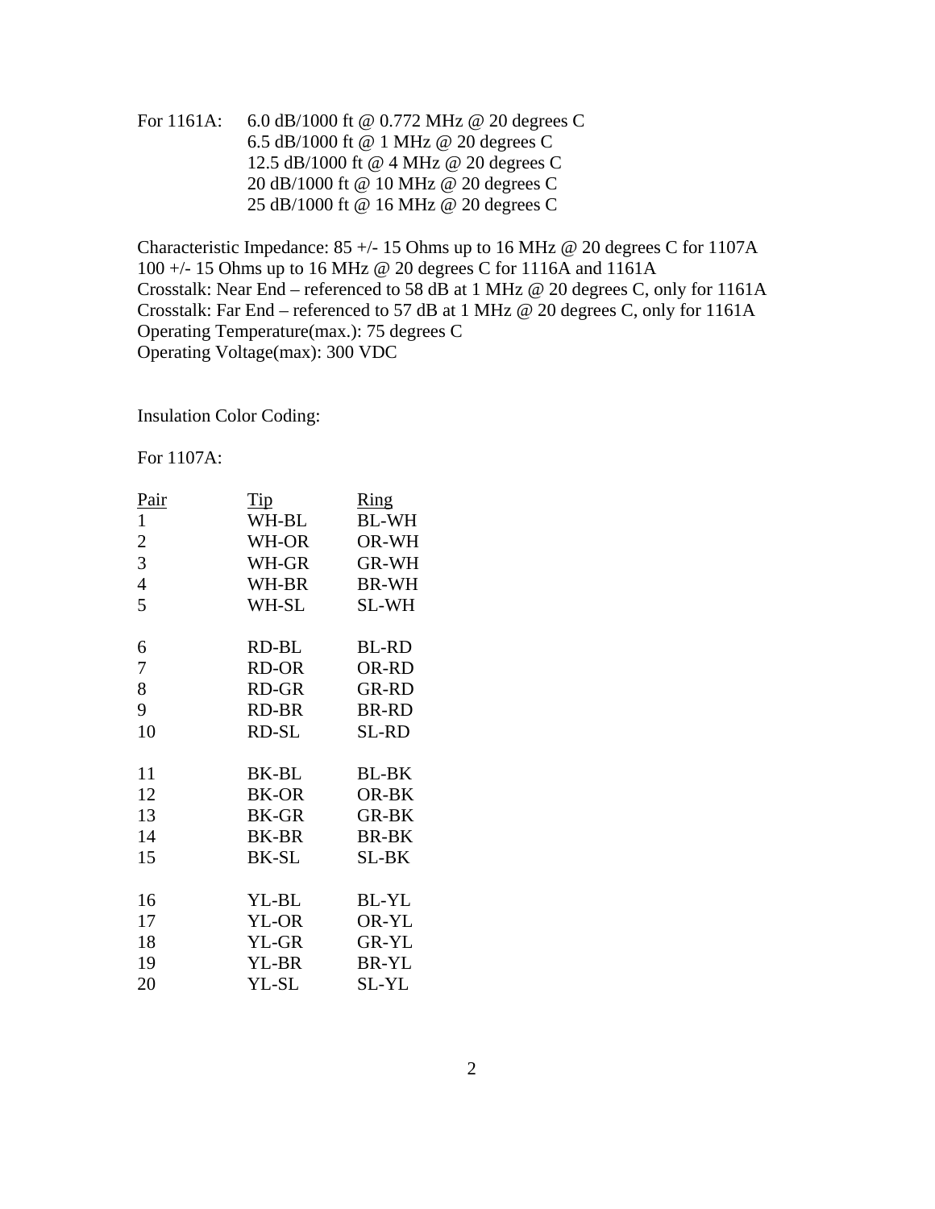For 1161A: 6.0 dB/1000 ft @ 0.772 MHz @ 20 degrees C
6.5 dB/1000 ft @ 1 MHz @ 20 degrees C
12.5 dB/1000 ft @ 4 MHz @ 20 degrees C
20 dB/1000 ft @ 10 MHz @ 20 degrees C
25 dB/1000 ft @ 16 MHz @ 20 degrees C

Characteristic Impedance: 85 +/- 15 Ohms up to 16 MHz @ 20 degrees C for 1107A
100 +/- 15 Ohms up to 16 MHz @ 20 degrees C for 1116A and 1161A
Crosstalk: Near End – referenced to 58 dB at 1 MHz @ 20 degrees C, only for 1161A
Crosstalk: Far End – referenced to 57 dB at 1 MHz @ 20 degrees C, only for 1161A
Operating Temperature(max.): 75 degrees C
Operating Voltage(max): 300 VDC

Insulation Color Coding:

For 1107A:

| Pair | Tip | Ring |
|---|---|---|
| 1 | WH-BL | BL-WH |
| 2 | WH-OR | OR-WH |
| 3 | WH-GR | GR-WH |
| 4 | WH-BR | BR-WH |
| 5 | WH-SL | SL-WH |
| 6 | RD-BL | BL-RD |
| 7 | RD-OR | OR-RD |
| 8 | RD-GR | GR-RD |
| 9 | RD-BR | BR-RD |
| 10 | RD-SL | SL-RD |
| 11 | BK-BL | BL-BK |
| 12 | BK-OR | OR-BK |
| 13 | BK-GR | GR-BK |
| 14 | BK-BR | BR-BK |
| 15 | BK-SL | SL-BK |
| 16 | YL-BL | BL-YL |
| 17 | YL-OR | OR-YL |
| 18 | YL-GR | GR-YL |
| 19 | YL-BR | BR-YL |
| 20 | YL-SL | SL-YL |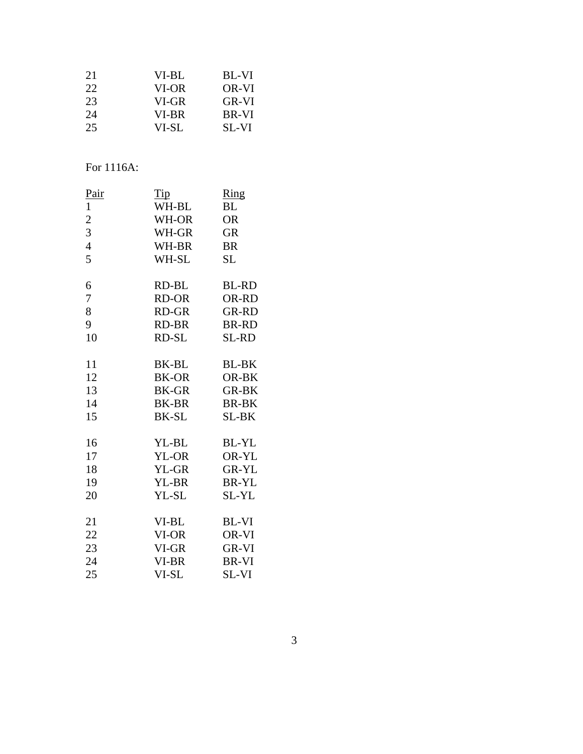| | | |
|---|---|---|
| 21 | VI-BL | BL-VI |
| 22 | VI-OR | OR-VI |
| 23 | VI-GR | GR-VI |
| 24 | VI-BR | BR-VI |
| 25 | VI-SL | SL-VI |

For 1116A:

| Pair | Tip | Ring |
|---|---|---|
| 1 | WH-BL | BL |
| 2 | WH-OR | OR |
| 3 | WH-GR | GR |
| 4 | WH-BR | BR |
| 5 | WH-SL | SL |
| | | |
| 6 | RD-BL | BL-RD |
| 7 | RD-OR | OR-RD |
| 8 | RD-GR | GR-RD |
| 9 | RD-BR | BR-RD |
| 10 | RD-SL | SL-RD |
| | | |
| 11 | BK-BL | BL-BK |
| 12 | BK-OR | OR-BK |
| 13 | BK-GR | GR-BK |
| 14 | BK-BR | BR-BK |
| 15 | BK-SL | SL-BK |
| | | |
| 16 | YL-BL | BL-YL |
| 17 | YL-OR | OR-YL |
| 18 | YL-GR | GR-YL |
| 19 | YL-BR | BR-YL |
| 20 | YL-SL | SL-YL |
| | | |
| 21 | VI-BL | BL-VI |
| 22 | VI-OR | OR-VI |
| 23 | VI-GR | GR-VI |
| 24 | VI-BR | BR-VI |
| 25 | VI-SL | SL-VI |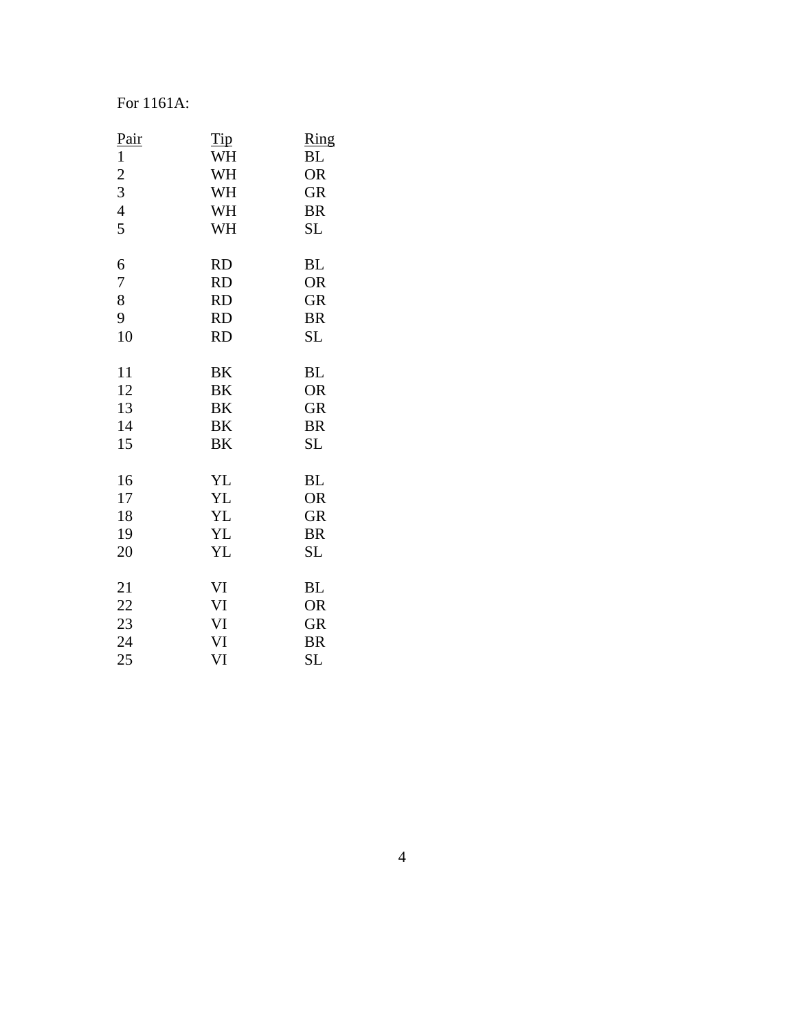For 1161A:

| Pair | Tip | Ring |
| --- | --- | --- |
| 1 | WH | BL |
| 2 | WH | OR |
| 3 | WH | GR |
| 4 | WH | BR |
| 5 | WH | SL |
| 6 | RD | BL |
| 7 | RD | OR |
| 8 | RD | GR |
| 9 | RD | BR |
| 10 | RD | SL |
| 11 | BK | BL |
| 12 | BK | OR |
| 13 | BK | GR |
| 14 | BK | BR |
| 15 | BK | SL |
| 16 | YL | BL |
| 17 | YL | OR |
| 18 | YL | GR |
| 19 | YL | BR |
| 20 | YL | SL |
| 21 | VI | BL |
| 22 | VI | OR |
| 23 | VI | GR |
| 24 | VI | BR |
| 25 | VI | SL |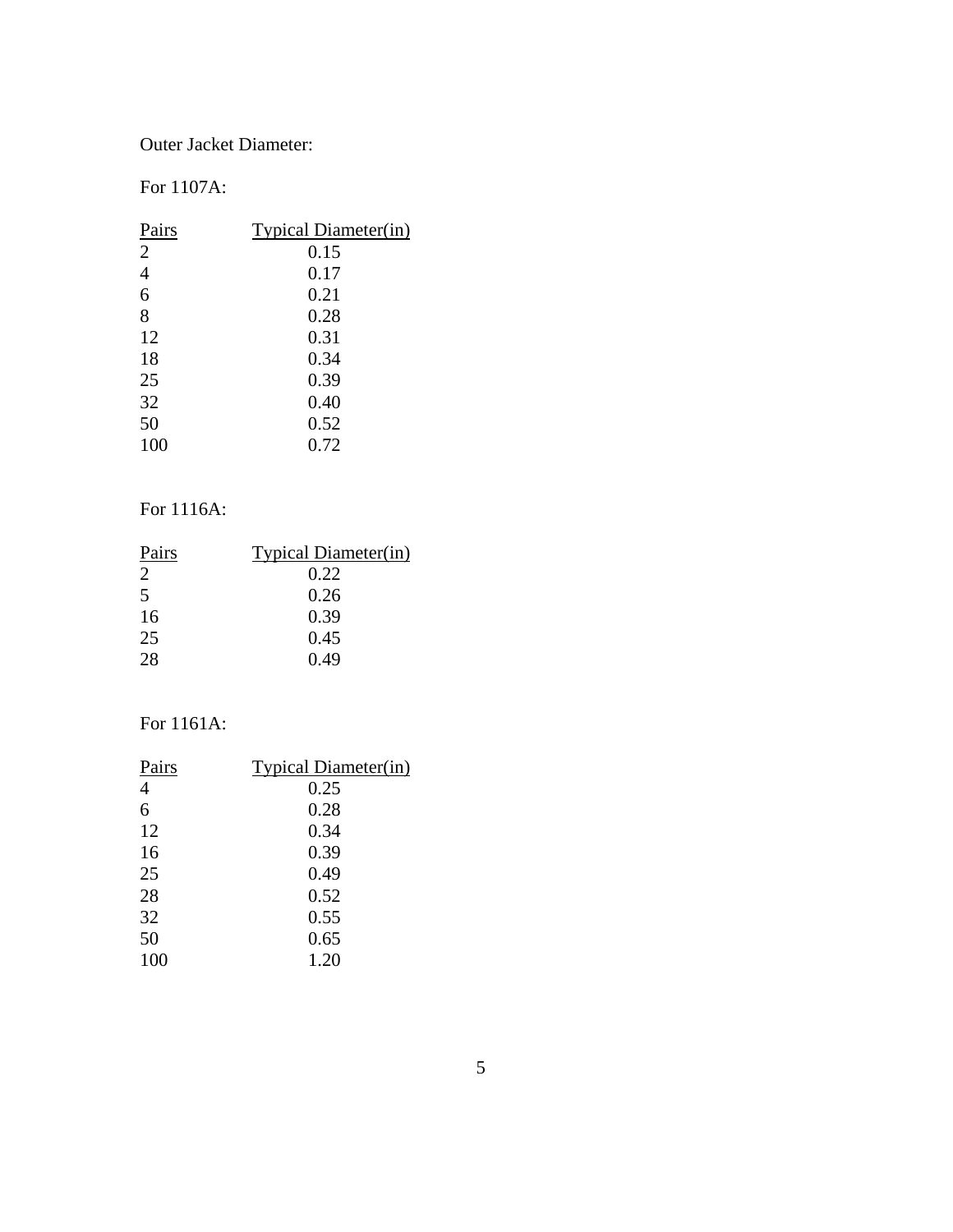Outer Jacket Diameter:

For 1107A:

| Pairs | Typical Diameter(in) |
|---|---|
| 2 | 0.15 |
| 4 | 0.17 |
| 6 | 0.21 |
| 8 | 0.28 |
| 12 | 0.31 |
| 18 | 0.34 |
| 25 | 0.39 |
| 32 | 0.40 |
| 50 | 0.52 |
| 100 | 0.72 |

For 1116A:

| Pairs | Typical Diameter(in) |
|---|---|
| 2 | 0.22 |
| 5 | 0.26 |
| 16 | 0.39 |
| 25 | 0.45 |
| 28 | 0.49 |

For 1161A:

| Pairs | Typical Diameter(in) |
|---|---|
| 4 | 0.25 |
| 6 | 0.28 |
| 12 | 0.34 |
| 16 | 0.39 |
| 25 | 0.49 |
| 28 | 0.52 |
| 32 | 0.55 |
| 50 | 0.65 |
| 100 | 1.20 |